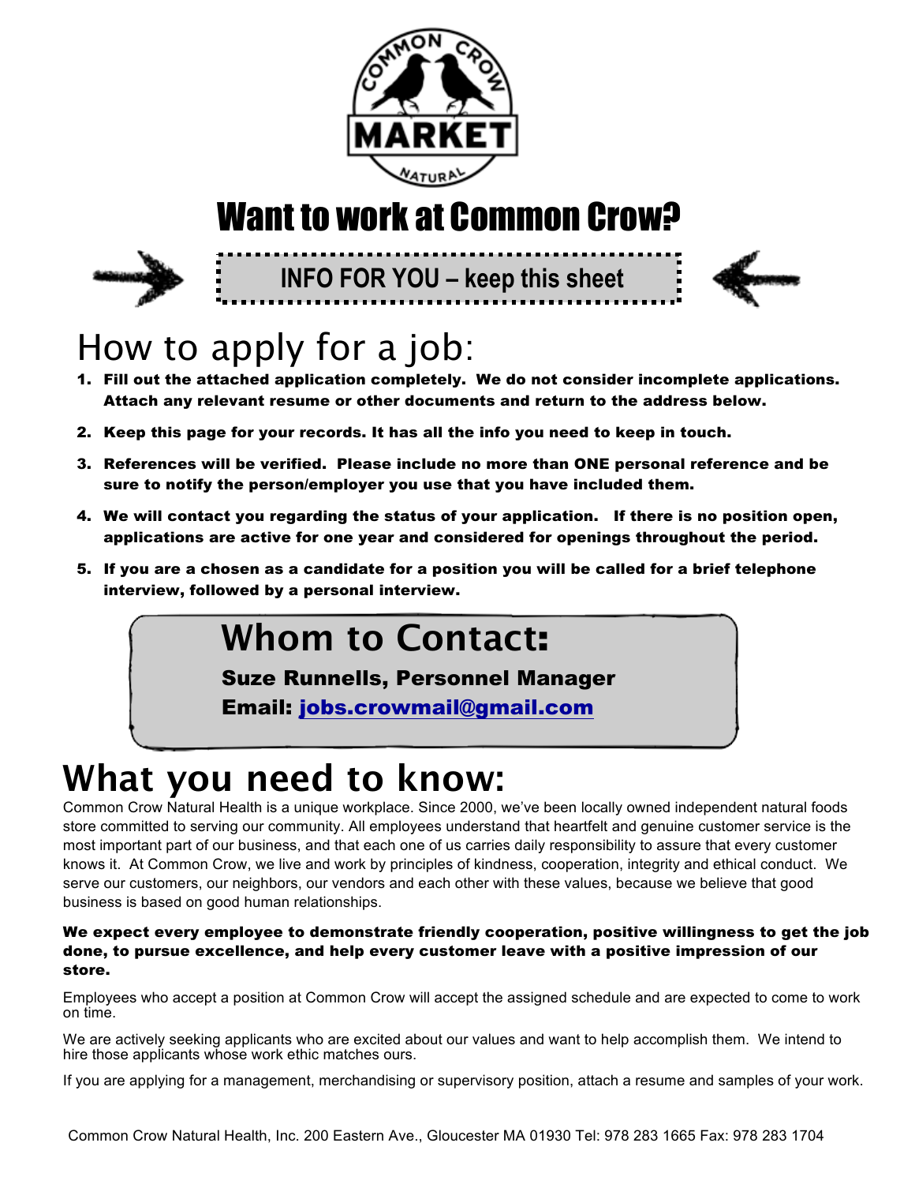COMMON CROW MARKET NATURAL

# Want to work at Common Crow?

**INFO FOR YOU – keep this sheet**

## How to apply for a job:

1. **Fill out the attached application completely. We do not consider incomplete applications. Attach any relevant resume or other documents and return to the address below.**
2. **Keep this page for your records. It has all the info you need to keep in touch.**
3. **References will be verified. Please include no more than ONE personal reference and be sure to notify the person/employer you use that you have included them.**
4. **We will contact you regarding the status of your application. If there is no position open, applications are active for one year and considered for openings throughout the period.**
5. **If you are a chosen as a candidate for a position you will be called for a brief telephone interview, followed by a personal interview.**

## Whom to Contact:

**Suze Runnells, Personnel Manager**

**Email: jobs.crowmail@gmail.com**

## What you need to know:

Common Crow Natural Health is a unique workplace. Since 2000, we've been locally owned independent natural foods store committed to serving our community. All employees understand that heartfelt and genuine customer service is the most important part of our business, and that each one of us carries daily responsibility to assure that every customer knows it. At Common Crow, we live and work by principles of kindness, cooperation, integrity and ethical conduct. We serve our customers, our neighbors, our vendors and each other with these values, because we believe that good business is based on good human relationships.

**We expect every employee to demonstrate friendly cooperation, positive willingness to get the job done, to pursue excellence, and help every customer leave with a positive impression of our store.**

Employees who accept a position at Common Crow will accept the assigned schedule and are expected to come to work on time.

We are actively seeking applicants who are excited about our values and want to help accomplish them. We intend to hire those applicants whose work ethic matches ours.

If you are applying for a management, merchandising or supervisory position, attach a resume and samples of your work.

Common Crow Natural Health, Inc. 200 Eastern Ave., Gloucester MA 01930 Tel: 978 283 1665 Fax: 978 283 1704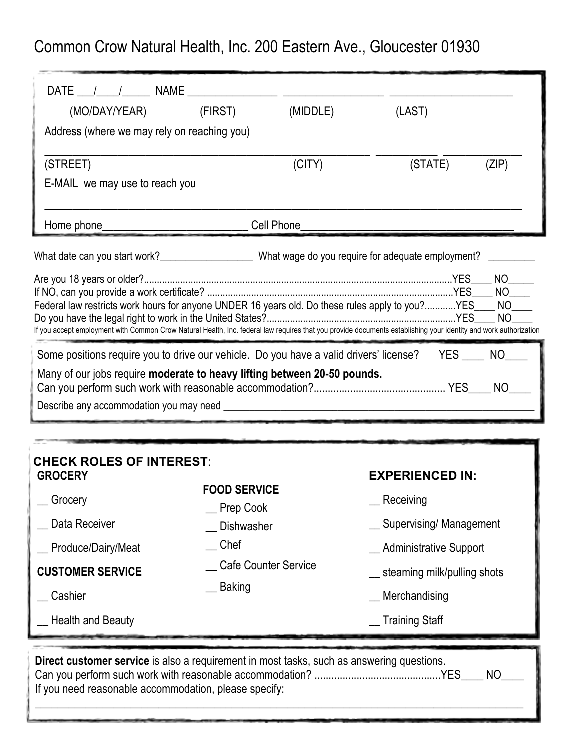# Common Crow Natural Health, Inc. 200 Eastern Ave., Gloucester 01930

DATE ___/____/_____ NAME ________________ __________________ ______________________

(MO/DAY/YEAR) (FIRST) (MIDDLE) (LAST)

Address (where we may rely on reaching you)

___________________________________________________________ ___________ ______________

(STREET) (CITY) (STATE) (ZIP)

E-MAIL we may use to reach you

_____________________________________________________________________________________

Home phone__________________________ Cell Phone______________________________________

What date can you start work?__________________ What wage do you require for adequate employment? _________

Are you 18 years or older?........................................................................................................................YES____ NO_____

If NO, can you provide a work certificate? ..............................................................................................YES____ NO____

Federal law restricts work hours for anyone UNDER 16 years old. Do these rules apply to you?............YES____ NO____

Do you have the legal right to work in the United States?.........................................................................YES____ NO____

If you accept employment with Common Crow Natural Health, Inc. federal law requires that you provide documents establishing your identity and work authorization

Some positions require you to drive our vehicle. Do you have a valid drivers' license? YES ____ NO____

Many of our jobs require **moderate to heavy lifting between 20-50 pounds.**
Can you perform such work with reasonable accommodation?............................................... YES____ NO____

Describe any accommodation you may need ______________________________________________________________

**CHECK ROLES OF INTEREST**:

**GROCERY**

__ Grocery

__ Data Receiver

__ Produce/Dairy/Meat

**CUSTOMER SERVICE**

__ Cashier

__ Health and Beauty

**FOOD SERVICE**

__ Prep Cook

__ Dishwasher

__ Chef

__ Cafe Counter Service

__ Baking

**EXPERIENCED IN:**

__ Receiving

__ Supervising/ Management

__ Administrative Support

__ steaming milk/pulling shots

__ Merchandising

__ Training Staff

**Direct customer service** is also a requirement in most tasks, such as answering questions.
Can you perform such work with reasonable accommodation? .............................................YES____ NO____
If you need reasonable accommodation, please specify:

_____________________________________________________________________________________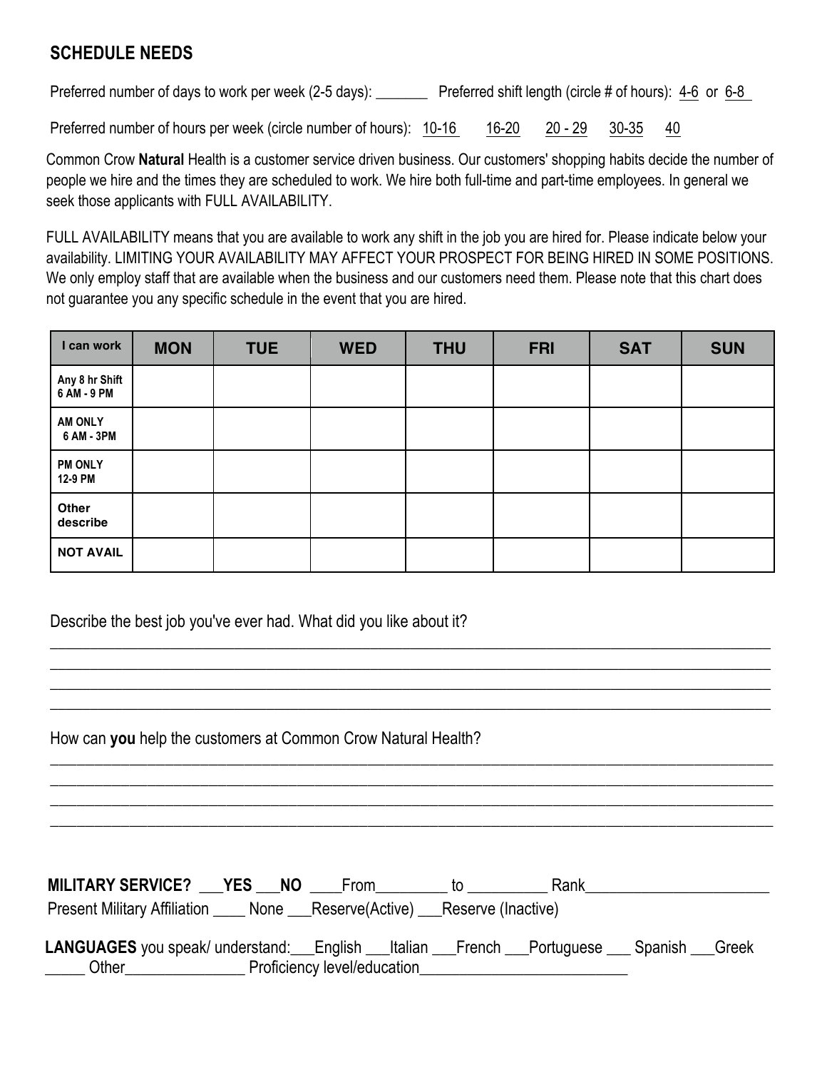## SCHEDULE NEEDS

Preferred number of days to work per week (2-5 days): _______ Preferred shift length (circle # of hours): 4-6 or 6-8

Preferred number of hours per week (circle number of hours): 10-16 16-20 20 - 29 30-35 40

Common Crow **Natural** Health is a customer service driven business. Our customers' shopping habits decide the number of people we hire and the times they are scheduled to work. We hire both full-time and part-time employees. In general we seek those applicants with FULL AVAILABILITY.

FULL AVAILABILITY means that you are available to work any shift in the job you are hired for. Please indicate below your availability. LIMITING YOUR AVAILABILITY MAY AFFECT YOUR PROSPECT FOR BEING HIRED IN SOME POSITIONS. We only employ staff that are available when the business and our customers need them. Please note that this chart does not guarantee you any specific schedule in the event that you are hired.

| I can work | MON | TUE | WED | THU | FRI | SAT | SUN |
|---|---|---|---|---|---|---|---|
| Any 8 hr Shift 6 AM - 9 PM | | | | | | | |
| AM ONLY 6 AM - 3PM | | | | | | | |
| PM ONLY 12-9 PM | | | | | | | |
| Other describe | | | | | | | |
| NOT AVAIL | | | | | | | |

Describe the best job you've ever had. What did you like about it?

_______________________________________________________________________________________________
_______________________________________________________________________________________________
_______________________________________________________________________________________________
_______________________________________________________________________________________________

How can **you** help the customers at Common Crow Natural Health?

_______________________________________________________________________________________________
_______________________________________________________________________________________________
_______________________________________________________________________________________________
_______________________________________________________________________________________________

**MILITARY SERVICE?** ___**YES** ___**NO** ____From_________ to __________ Rank_______________________

Present Military Affiliation ____ None ___Reserve(Active) ___Reserve (Inactive)

**LANGUAGES** you speak/ understand:___English ___Italian ___French ___Portuguese ___ Spanish ___Greek _____ Other_______________ Proficiency level/education__________________________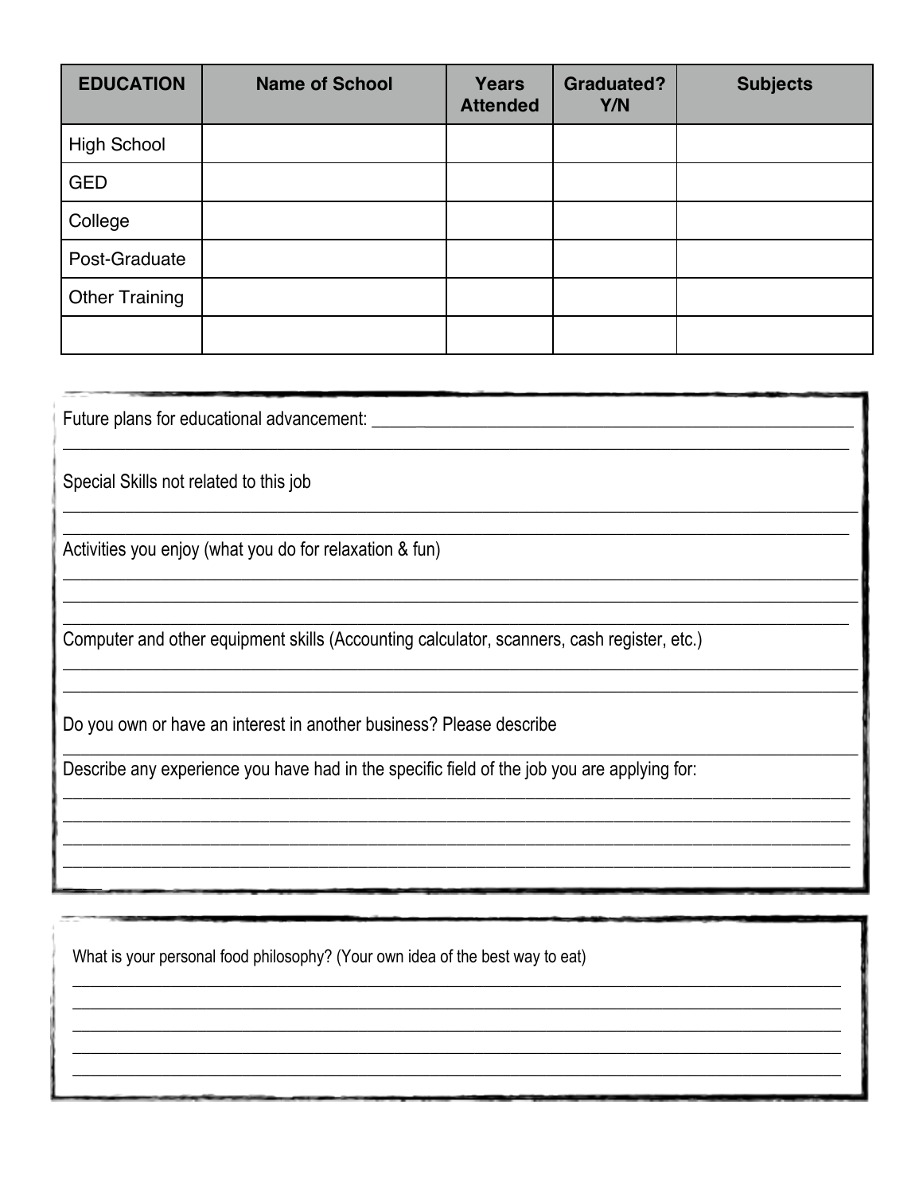| EDUCATION | Name of School | Years Attended | Graduated? Y/N | Subjects |
|---|---|---|---|---|
| High School | | | | |
| GED | | | | |
| College | | | | |
| Post-Graduate | | | | |
| Other Training | | | | |
| | | | | |

Future plans for educational advancement: ______________________________________________
______________________________________________________________________________

Special Skills not related to this job
______________________________________________________________________________
______________________________________________________________________________

Activities you enjoy (what you do for relaxation & fun)
______________________________________________________________________________
______________________________________________________________________________
______________________________________________________________________________

Computer and other equipment skills (Accounting calculator, scanners, cash register, etc.)
______________________________________________________________________________
______________________________________________________________________________

Do you own or have an interest in another business? Please describe
______________________________________________________________________________

Describe any experience you have had in the specific field of the job you are applying for:
______________________________________________________________________________
______________________________________________________________________________
______________________________________________________________________________
______________________________________________________________________________

What is your personal food philosophy? (Your own idea of the best way to eat)
______________________________________________________________________________
______________________________________________________________________________
______________________________________________________________________________
______________________________________________________________________________
______________________________________________________________________________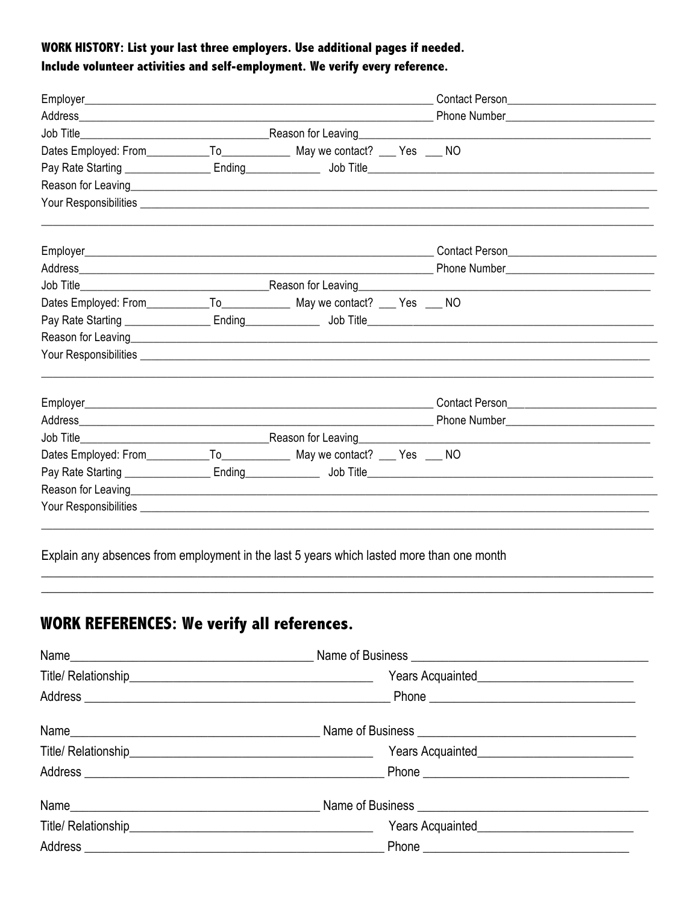**WORK HISTORY: List your last three employers. Use additional pages if needed. Include volunteer activities and self-employment. We verify every reference.**

Employer_______________________________________________ Contact Person_____________________

Address_______________________________________________ Phone Number_____________________

Job Title__________________________ Reason for Leaving______________________________________

Dates Employed: From__________ To__________ May we contact? ___ Yes ___ NO

Pay Rate Starting ____________ Ending__________ Job Title_______________________________________

Reason for Leaving________________________________________________________________________

Your Responsibilities ______________________________________________________________________

__________________________________________________________________________________________

Employer_______________________________________________ Contact Person_____________________

Address_______________________________________________ Phone Number_____________________

Job Title__________________________ Reason for Leaving______________________________________

Dates Employed: From__________ To__________ May we contact? ___ Yes ___ NO

Pay Rate Starting ____________ Ending__________ Job Title_______________________________________

Reason for Leaving________________________________________________________________________

Your Responsibilities ______________________________________________________________________

__________________________________________________________________________________________

Employer_______________________________________________ Contact Person_____________________

Address_______________________________________________ Phone Number_____________________

Job Title__________________________ Reason for Leaving______________________________________

Dates Employed: From__________ To__________ May we contact? ___ Yes ___ NO

Pay Rate Starting ____________ Ending__________ Job Title_______________________________________

Reason for Leaving________________________________________________________________________

Your Responsibilities ______________________________________________________________________

__________________________________________________________________________________________

Explain any absences from employment in the last 5 years which lasted more than one month

__________________________________________________________________________________________

__________________________________________________________________________________________

## WORK REFERENCES: We verify all references.

Name________________________________ Name of Business ____________________________

Title/ Relationship____________________________ Years Acquainted____________________

Address ____________________________________ Phone __________________________

Name________________________________ Name of Business ____________________________

Title/ Relationship____________________________ Years Acquainted____________________

Address ____________________________________ Phone __________________________

Name________________________________ Name of Business ____________________________

Title/ Relationship____________________________ Years Acquainted____________________

Address ____________________________________ Phone __________________________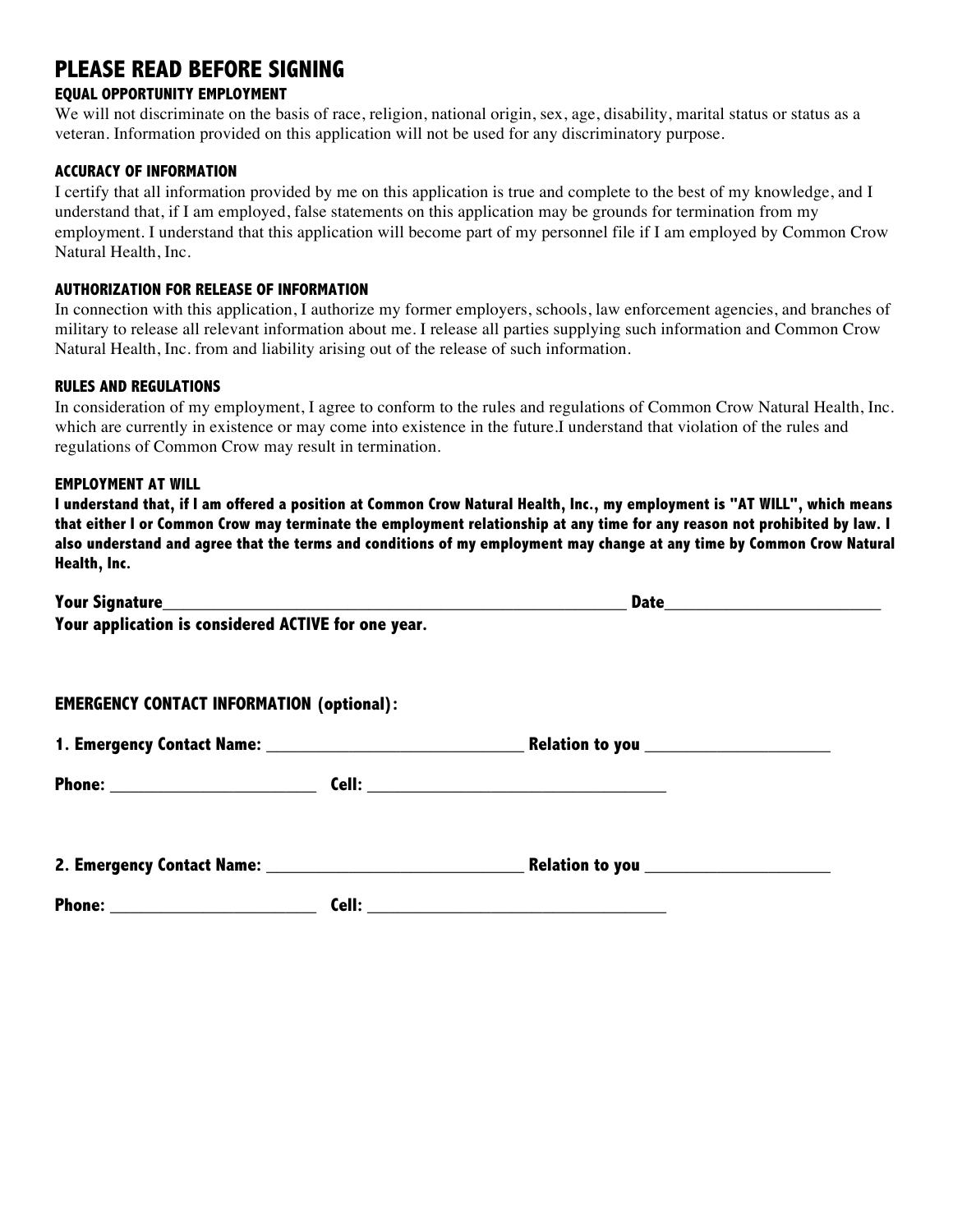# PLEASE READ BEFORE SIGNING

### EQUAL OPPORTUNITY EMPLOYMENT

We will not discriminate on the basis of race, religion, national origin, sex, age, disability, marital status or status as a veteran. Information provided on this application will not be used for any discriminatory purpose.

### ACCURACY OF INFORMATION

I certify that all information provided by me on this application is true and complete to the best of my knowledge, and I understand that, if I am employed, false statements on this application may be grounds for termination from my employment. I understand that this application will become part of my personnel file if I am employed by Common Crow Natural Health, Inc.

### AUTHORIZATION FOR RELEASE OF INFORMATION

In connection with this application, I authorize my former employers, schools, law enforcement agencies, and branches of military to release all relevant information about me. I release all parties supplying such information and Common Crow Natural Health, Inc. from and liability arising out of the release of such information.

### RULES AND REGULATIONS

In consideration of my employment, I agree to conform to the rules and regulations of Common Crow Natural Health, Inc. which are currently in existence or may come into existence in the future.I understand that violation of the rules and regulations of Common Crow may result in termination.

### EMPLOYMENT AT WILL

**I understand that, if I am offered a position at Common Crow Natural Health, Inc., my employment is "AT WILL", which means that either I or Common Crow may terminate the employment relationship at any time for any reason not prohibited by law. I also understand and agree that the terms and conditions of my employment may change at any time by Common Crow Natural Health, Inc.**

**Your Signature**\_\_\_\_\_\_\_\_\_\_\_\_\_\_\_\_\_\_\_\_\_\_\_\_\_\_\_\_\_\_\_\_\_\_\_\_\_\_\_\_\_\_\_\_\_\_\_\_ **Date**\_\_\_\_\_\_\_\_\_\_\_\_\_\_\_\_\_\_\_\_\_\_\_

**Your application is considered ACTIVE for one year.**

### EMERGENCY CONTACT INFORMATION (optional):

**1. Emergency Contact Name:** \_\_\_\_\_\_\_\_\_\_\_\_\_\_\_\_\_\_\_\_\_\_\_\_\_\_ **Relation to you** \_\_\_\_\_\_\_\_\_\_\_\_\_\_\_\_\_\_\_\_

**Phone:** \_\_\_\_\_\_\_\_\_\_\_\_\_\_\_\_\_\_\_\_\_ **Cell:** \_\_\_\_\_\_\_\_\_\_\_\_\_\_\_\_\_\_\_\_\_\_\_\_\_\_\_\_\_\_

**2. Emergency Contact Name:** \_\_\_\_\_\_\_\_\_\_\_\_\_\_\_\_\_\_\_\_\_\_\_\_\_\_ **Relation to you** \_\_\_\_\_\_\_\_\_\_\_\_\_\_\_\_\_\_\_\_

**Phone:** \_\_\_\_\_\_\_\_\_\_\_\_\_\_\_\_\_\_\_\_\_ **Cell:** \_\_\_\_\_\_\_\_\_\_\_\_\_\_\_\_\_\_\_\_\_\_\_\_\_\_\_\_\_\_